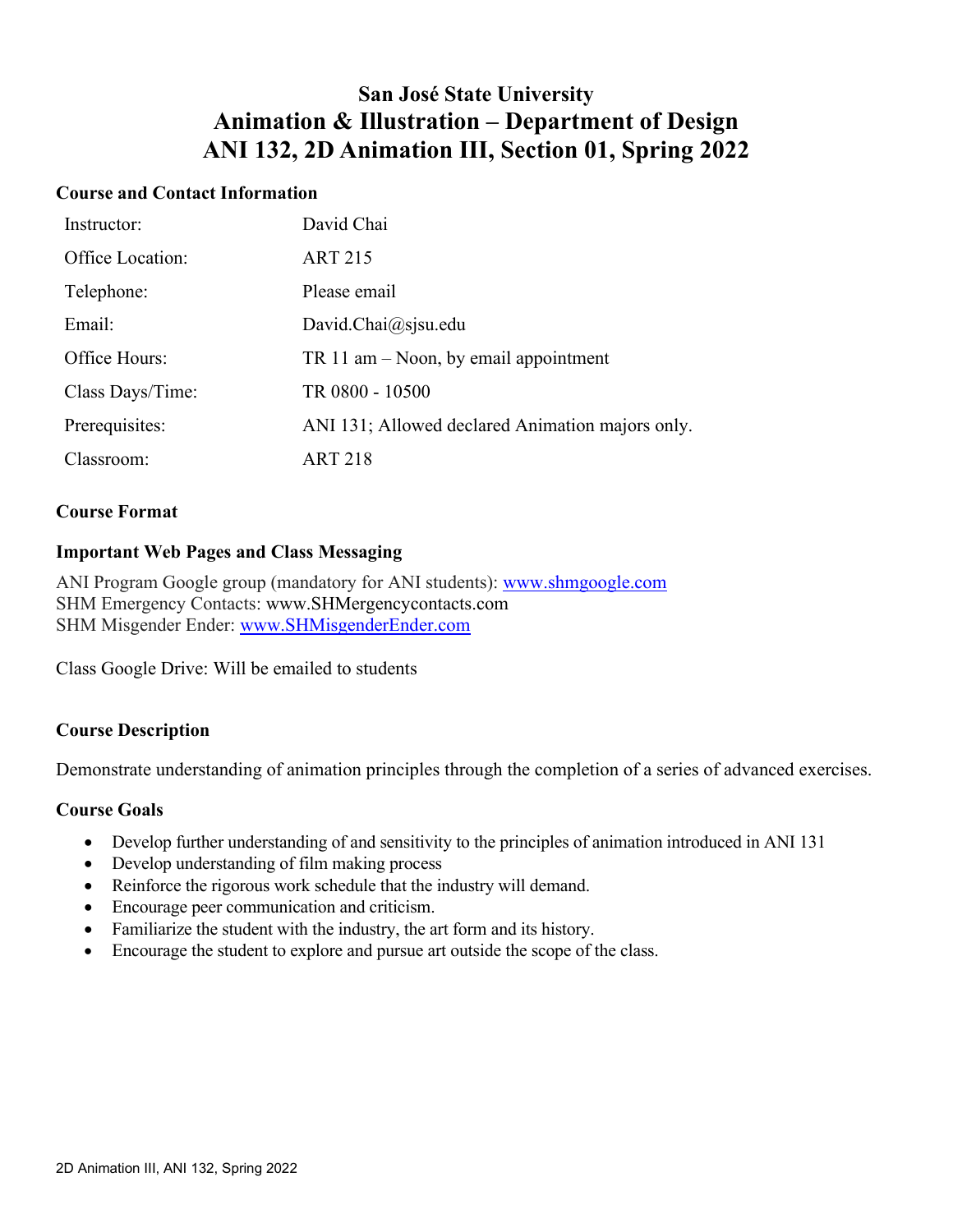# San José State University
# Animation & Illustration – Department of Design
# ANI 132, 2D Animation III, Section 01, Spring 2022

## Course and Contact Information

| | |
|---|---|
| Instructor: | David Chai |
| Office Location: | ART 215 |
| Telephone: | Please email |
| Email: | David.Chai@sjsu.edu |
| Office Hours: | TR 11 am – Noon, by email appointment |
| Class Days/Time: | TR 0800 - 10500 |
| Prerequisites: | ANI 131; Allowed declared Animation majors only. |
| Classroom: | ART 218 |

## Course Format

## Important Web Pages and Class Messaging

ANI Program Google group (mandatory for ANI students): www.shmgoogle.com
SHM Emergency Contacts: www.SHMergencycontacts.com
SHM Misgender Ender: www.SHMisgenderEnder.com

Class Google Drive: Will be emailed to students

## Course Description

Demonstrate understanding of animation principles through the completion of a series of advanced exercises.

## Course Goals

- Develop further understanding of and sensitivity to the principles of animation introduced in ANI 131
- Develop understanding of film making process
- Reinforce the rigorous work schedule that the industry will demand.
- Encourage peer communication and criticism.
- Familiarize the student with the industry, the art form and its history.
- Encourage the student to explore and pursue art outside the scope of the class.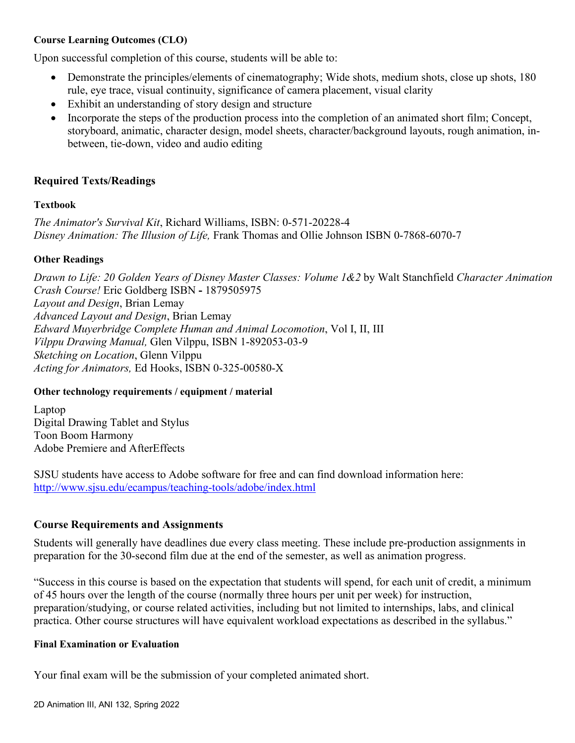#### Course Learning Outcomes (CLO)

Upon successful completion of this course, students will be able to:

- Demonstrate the principles/elements of cinematography; Wide shots, medium shots, close up shots, 180 rule, eye trace, visual continuity, significance of camera placement, visual clarity
- Exhibit an understanding of story design and structure
- Incorporate the steps of the production process into the completion of an animated short film; Concept, storyboard, animatic, character design, model sheets, character/background layouts, rough animation, in-between, tie-down, video and audio editing

### Required Texts/Readings

#### Textbook

*The Animator's Survival Kit*, Richard Williams, ISBN: 0-571-20228-4
*Disney Animation: The Illusion of Life,* Frank Thomas and Ollie Johnson ISBN 0-7868-6070-7

#### Other Readings

*Drawn to Life: 20 Golden Years of Disney Master Classes: Volume 1&2* by Walt Stanchfield *Character Animation Crash Course!* Eric Goldberg ISBN **-** 1879505975
*Layout and Design*, Brian Lemay
*Advanced Layout and Design*, Brian Lemay
*Edward Muyerbridge Complete Human and Animal Locomotion*, Vol I, II, III
*Vilppu Drawing Manual,* Glen Vilppu, ISBN 1-892053-03-9
*Sketching on Location*, Glenn Vilppu
*Acting for Animators,* Ed Hooks, ISBN 0-325-00580-X

#### Other technology requirements / equipment / material

Laptop
Digital Drawing Tablet and Stylus
Toon Boom Harmony
Adobe Premiere and AfterEffects

SJSU students have access to Adobe software for free and can find download information here: http://www.sjsu.edu/ecampus/teaching-tools/adobe/index.html

### Course Requirements and Assignments

Students will generally have deadlines due every class meeting. These include pre-production assignments in preparation for the 30-second film due at the end of the semester, as well as animation progress.

"Success in this course is based on the expectation that students will spend, for each unit of credit, a minimum of 45 hours over the length of the course (normally three hours per unit per week) for instruction, preparation/studying, or course related activities, including but not limited to internships, labs, and clinical practica. Other course structures will have equivalent workload expectations as described in the syllabus."

#### Final Examination or Evaluation

Your final exam will be the submission of your completed animated short.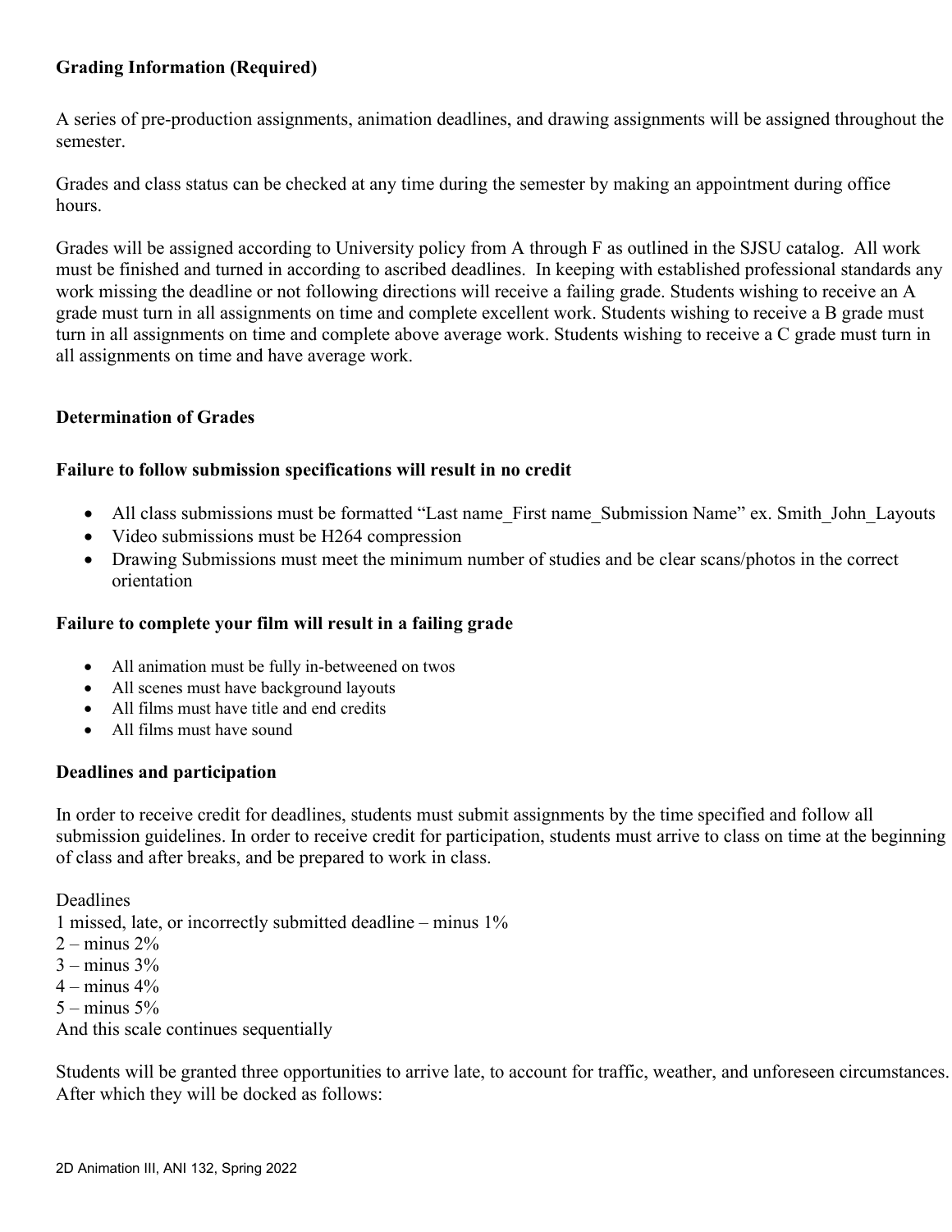## Grading Information (Required)

A series of pre-production assignments, animation deadlines, and drawing assignments will be assigned throughout the semester.

Grades and class status can be checked at any time during the semester by making an appointment during office hours.

Grades will be assigned according to University policy from A through F as outlined in the SJSU catalog. All work must be finished and turned in according to ascribed deadlines. In keeping with established professional standards any work missing the deadline or not following directions will receive a failing grade. Students wishing to receive an A grade must turn in all assignments on time and complete excellent work. Students wishing to receive a B grade must turn in all assignments on time and complete above average work. Students wishing to receive a C grade must turn in all assignments on time and have average work.

### Determination of Grades

#### Failure to follow submission specifications will result in no credit

- All class submissions must be formatted "Last name_First name_Submission Name" ex. Smith_John_Layouts
- Video submissions must be H264 compression
- Drawing Submissions must meet the minimum number of studies and be clear scans/photos in the correct orientation

#### Failure to complete your film will result in a failing grade

- All animation must be fully in-betweened on twos
- All scenes must have background layouts
- All films must have title and end credits
- All films must have sound

#### Deadlines and participation

In order to receive credit for deadlines, students must submit assignments by the time specified and follow all submission guidelines. In order to receive credit for participation, students must arrive to class on time at the beginning of class and after breaks, and be prepared to work in class.

Deadlines
1 missed, late, or incorrectly submitted deadline – minus 1%
2 – minus 2%
3 – minus 3%
4 – minus 4%
5 – minus 5%
And this scale continues sequentially

Students will be granted three opportunities to arrive late, to account for traffic, weather, and unforeseen circumstances. After which they will be docked as follows: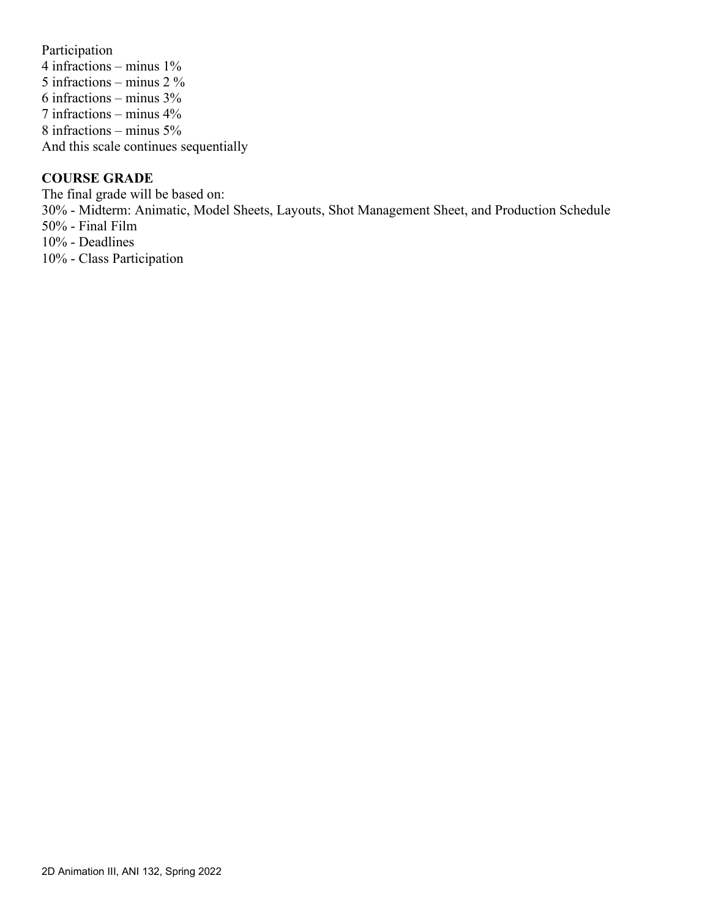Participation
4 infractions – minus 1%
5 infractions – minus 2 %
6 infractions – minus 3%
7 infractions – minus 4%
8 infractions – minus 5%
And this scale continues sequentially

**COURSE GRADE**

The final grade will be based on:
30% - Midterm: Animatic, Model Sheets, Layouts, Shot Management Sheet, and Production Schedule
50% - Final Film
10% - Deadlines
10% - Class Participation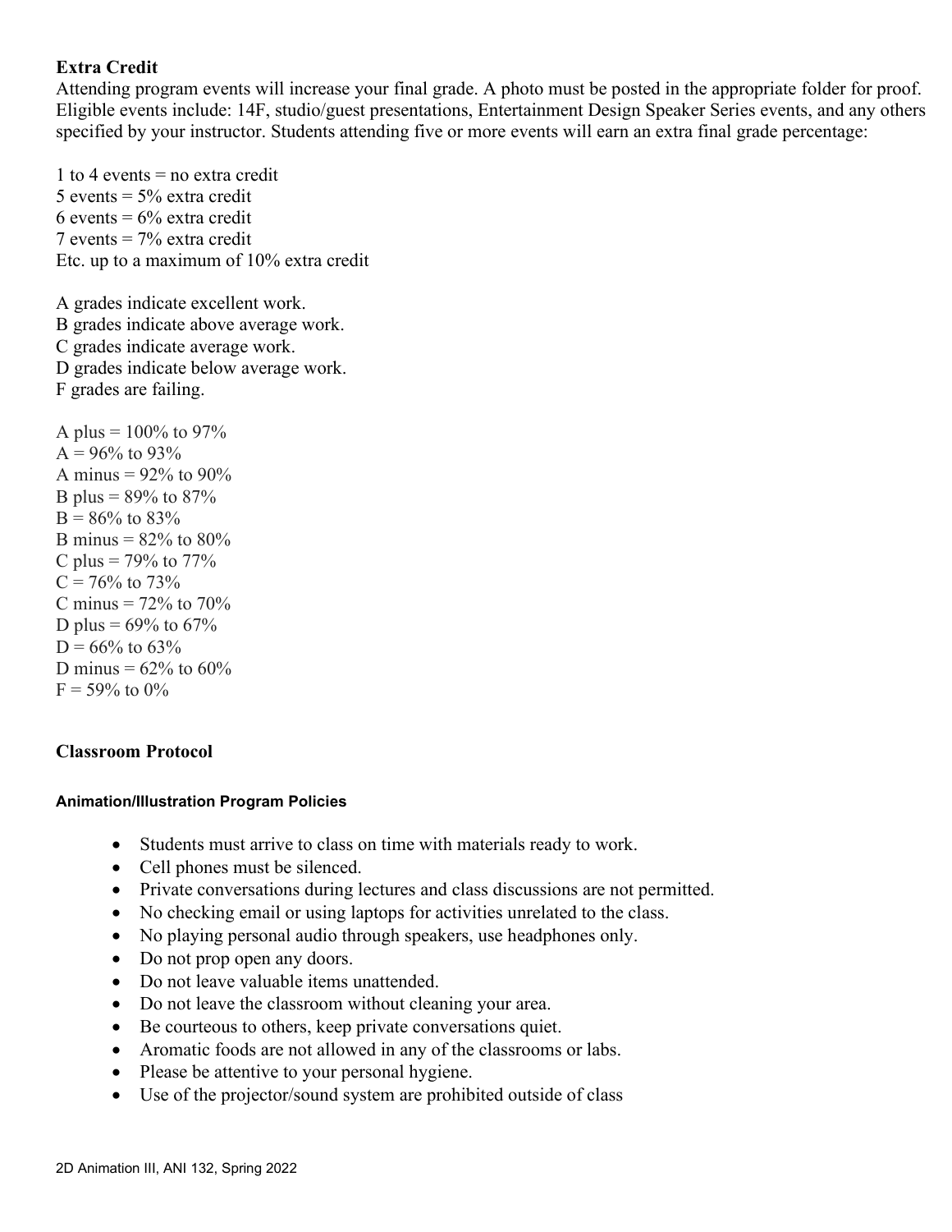**Extra Credit**

Attending program events will increase your final grade. A photo must be posted in the appropriate folder for proof. Eligible events include: 14F, studio/guest presentations, Entertainment Design Speaker Series events, and any others specified by your instructor. Students attending five or more events will earn an extra final grade percentage:

1 to 4 events = no extra credit
5 events = 5% extra credit
6 events = 6% extra credit
7 events = 7% extra credit
Etc. up to a maximum of 10% extra credit

A grades indicate excellent work.
B grades indicate above average work.
C grades indicate average work.
D grades indicate below average work.
F grades are failing.

A plus = 100% to 97%
A = 96% to 93%
A minus = 92% to 90%
B plus = 89% to 87%
B = 86% to 83%
B minus = 82% to 80%
C plus = 79% to 77%
C = 76% to 73%
C minus = 72% to 70%
D plus = 69% to 67%
D = 66% to 63%
D minus = 62% to 60%
F = 59% to 0%

## Classroom Protocol

#### Animation/Illustration Program Policies

- Students must arrive to class on time with materials ready to work.
- Cell phones must be silenced.
- Private conversations during lectures and class discussions are not permitted.
- No checking email or using laptops for activities unrelated to the class.
- No playing personal audio through speakers, use headphones only.
- Do not prop open any doors.
- Do not leave valuable items unattended.
- Do not leave the classroom without cleaning your area.
- Be courteous to others, keep private conversations quiet.
- Aromatic foods are not allowed in any of the classrooms or labs.
- Please be attentive to your personal hygiene.
- Use of the projector/sound system are prohibited outside of class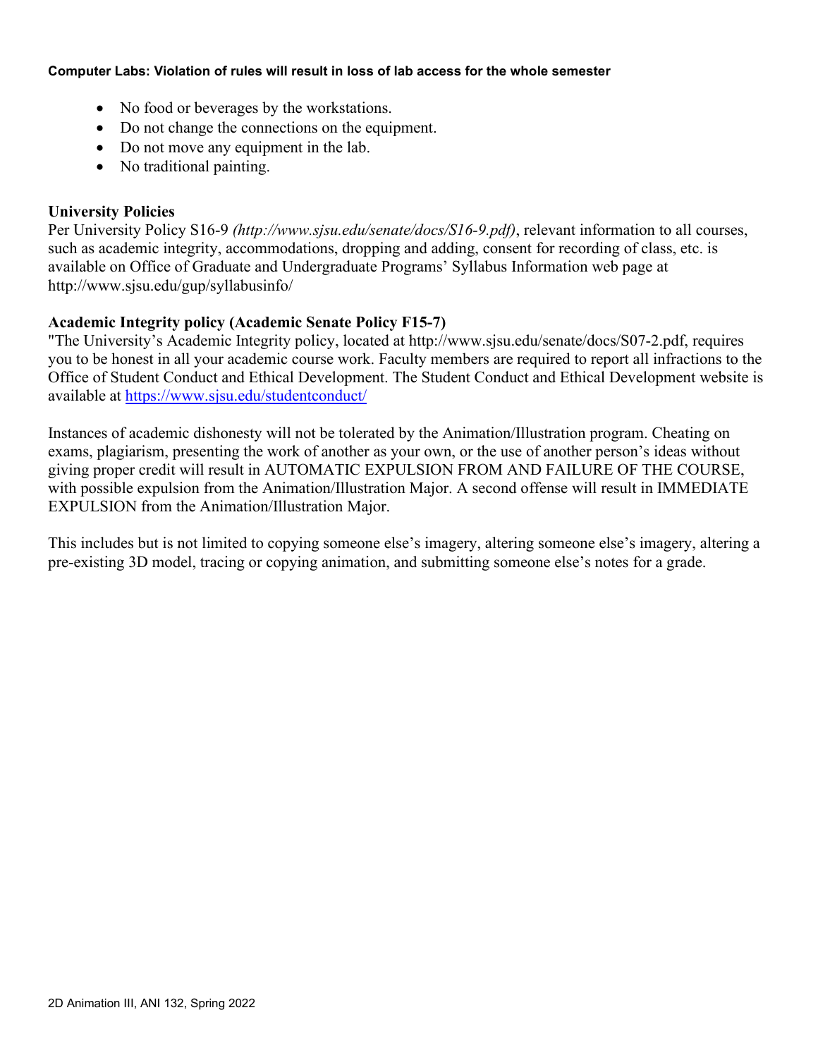**Computer Labs: Violation of rules will result in loss of lab access for the whole semester**

- No food or beverages by the workstations.
- Do not change the connections on the equipment.
- Do not move any equipment in the lab.
- No traditional painting.

### University Policies

Per University Policy S16-9 *(http://www.sjsu.edu/senate/docs/S16-9.pdf)*, relevant information to all courses, such as academic integrity, accommodations, dropping and adding, consent for recording of class, etc. is available on Office of Graduate and Undergraduate Programs' Syllabus Information web page at http://www.sjsu.edu/gup/syllabusinfo/

### Academic Integrity policy (Academic Senate Policy F15-7)

"The University's Academic Integrity policy, located at http://www.sjsu.edu/senate/docs/S07-2.pdf, requires you to be honest in all your academic course work. Faculty members are required to report all infractions to the Office of Student Conduct and Ethical Development. The Student Conduct and Ethical Development website is available at [https://www.sjsu.edu/studentconduct/](https://www.sjsu.edu/studentconduct/)

Instances of academic dishonesty will not be tolerated by the Animation/Illustration program. Cheating on exams, plagiarism, presenting the work of another as your own, or the use of another person's ideas without giving proper credit will result in AUTOMATIC EXPULSION FROM AND FAILURE OF THE COURSE, with possible expulsion from the Animation/Illustration Major. A second offense will result in IMMEDIATE EXPULSION from the Animation/Illustration Major.

This includes but is not limited to copying someone else's imagery, altering someone else's imagery, altering a pre-existing 3D model, tracing or copying animation, and submitting someone else's notes for a grade.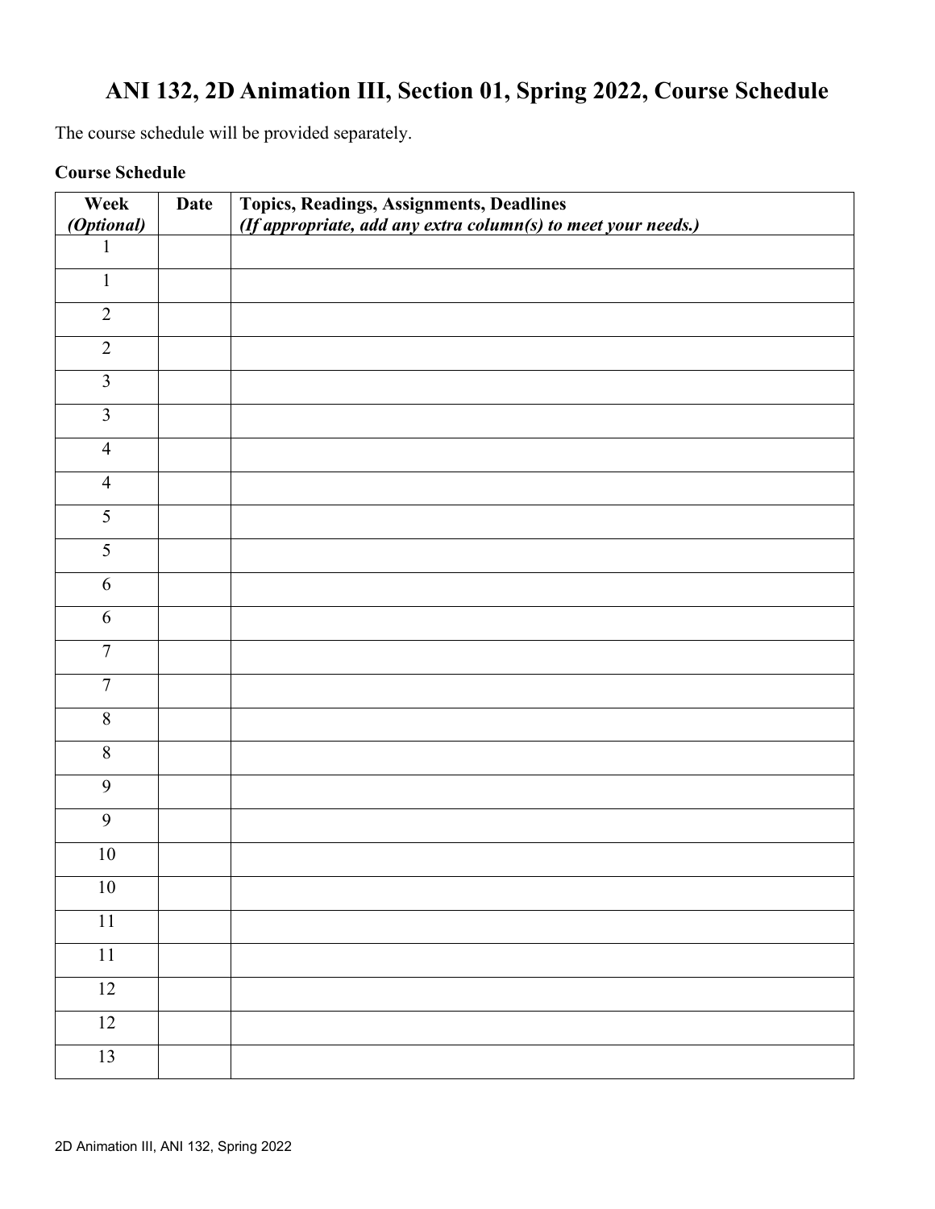# ANI 132, 2D Animation III, Section 01, Spring 2022, Course Schedule

The course schedule will be provided separately.

**Course Schedule**

| **Week** *(Optional)* | **Date** | **Topics, Readings, Assignments, Deadlines** ***(If appropriate, add any extra column(s) to meet your needs.)*** |
|---|---|---|
| 1 | | |
| 1 | | |
| 2 | | |
| 2 | | |
| 3 | | |
| 3 | | |
| 4 | | |
| 4 | | |
| 5 | | |
| 5 | | |
| 6 | | |
| 6 | | |
| 7 | | |
| 7 | | |
| 8 | | |
| 8 | | |
| 9 | | |
| 9 | | |
| 10 | | |
| 10 | | |
| 11 | | |
| 11 | | |
| 12 | | |
| 12 | | |
| 13 | | |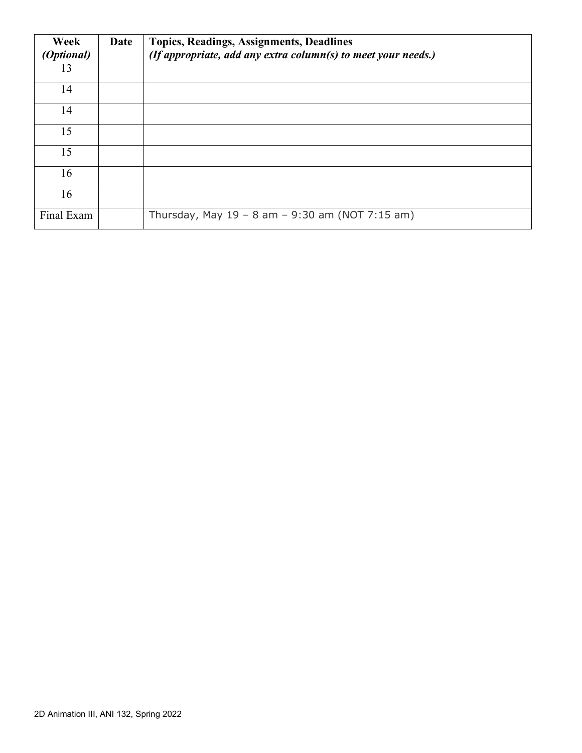| **Week** *(Optional)* | **Date** | **Topics, Readings, Assignments, Deadlines** *(If appropriate, add any extra column(s) to meet your needs.)* |
| --- | --- | --- |
| 13 | | |
| 14 | | |
| 14 | | |
| 15 | | |
| 15 | | |
| 16 | | |
| 16 | | |
| Final Exam | | Thursday, May 19 – 8 am – 9:30 am (NOT 7:15 am) |